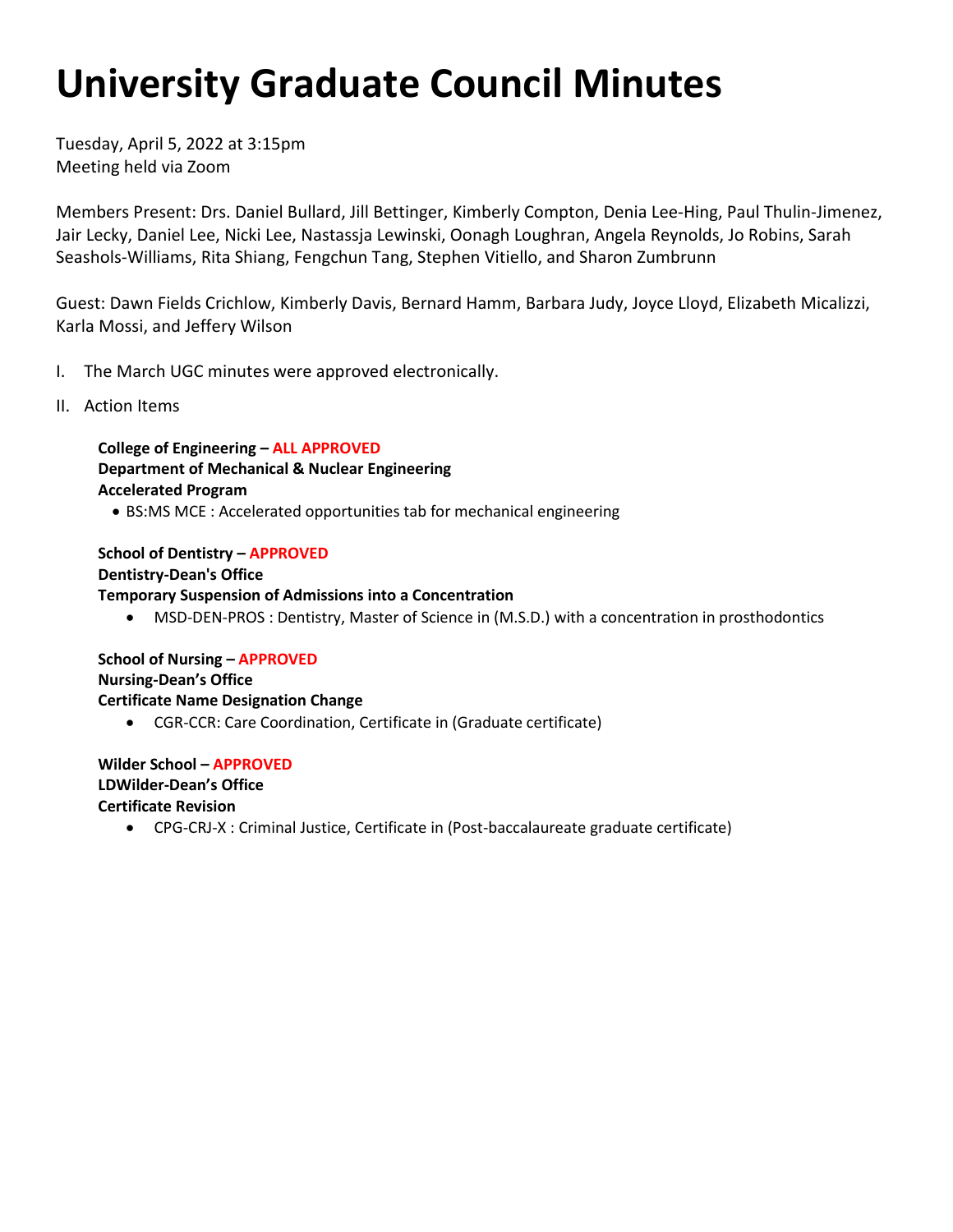# University Graduate Council Minutes

Tuesday, April 5, 2022 at 3:15pm
Meeting held via Zoom

Members Present: Drs. Daniel Bullard, Jill Bettinger, Kimberly Compton, Denia Lee-Hing, Paul Thulin-Jimenez, Jair Lecky, Daniel Lee, Nicki Lee, Nastassja Lewinski, Oonagh Loughran, Angela Reynolds, Jo Robins, Sarah Seashols-Williams, Rita Shiang, Fengchun Tang, Stephen Vitiello, and Sharon Zumbrunn

Guest: Dawn Fields Crichlow, Kimberly Davis, Bernard Hamm, Barbara Judy, Joyce Lloyd, Elizabeth Micalizzi, Karla Mossi, and Jeffery Wilson

I. The March UGC minutes were approved electronically.

II. Action Items

**College of Engineering – ALL APPROVED**
**Department of Mechanical & Nuclear Engineering**
**Accelerated Program**

- BS:MS MCE : Accelerated opportunities tab for mechanical engineering

**School of Dentistry – APPROVED**
**Dentistry-Dean's Office**
**Temporary Suspension of Admissions into a Concentration**

- MSD-DEN-PROS : Dentistry, Master of Science in (M.S.D.) with a concentration in prosthodontics

**School of Nursing – APPROVED**
**Nursing-Dean's Office**
**Certificate Name Designation Change**

- CGR-CCR: Care Coordination, Certificate in (Graduate certificate)

**Wilder School – APPROVED**
**LDWilder-Dean's Office**
**Certificate Revision**

- CPG-CRJ-X : Criminal Justice, Certificate in (Post-baccalaureate graduate certificate)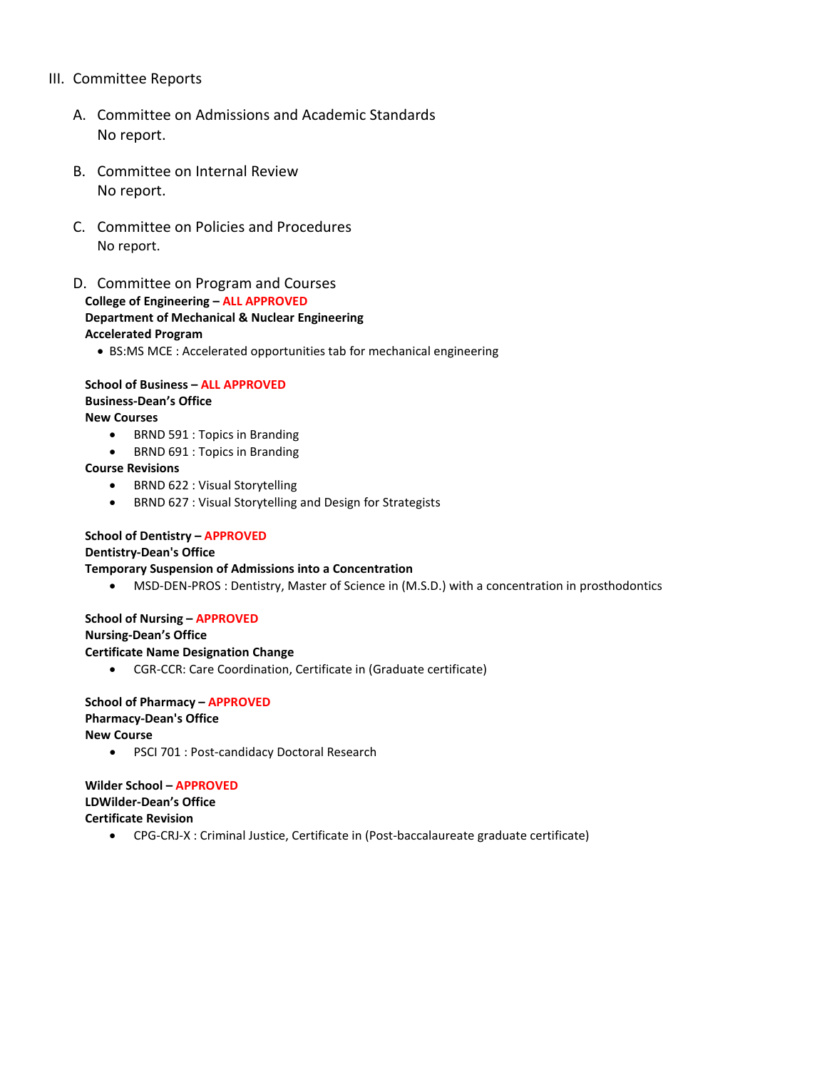III. Committee Reports

A. Committee on Admissions and Academic Standards
No report.

B. Committee on Internal Review
No report.

C. Committee on Policies and Procedures
No report.

D. Committee on Program and Courses

**College of Engineering – ALL APPROVED**
**Department of Mechanical & Nuclear Engineering**
**Accelerated Program**

- BS:MS MCE : Accelerated opportunities tab for mechanical engineering

**School of Business – ALL APPROVED**
**Business-Dean's Office**
**New Courses**

- BRND 591 : Topics in Branding
- BRND 691 : Topics in Branding

**Course Revisions**

- BRND 622 : Visual Storytelling
- BRND 627 : Visual Storytelling and Design for Strategists

**School of Dentistry – APPROVED**
**Dentistry-Dean's Office**
**Temporary Suspension of Admissions into a Concentration**

- MSD-DEN-PROS : Dentistry, Master of Science in (M.S.D.) with a concentration in prosthodontics

**School of Nursing – APPROVED**
**Nursing-Dean's Office**
**Certificate Name Designation Change**

- CGR-CCR: Care Coordination, Certificate in (Graduate certificate)

**School of Pharmacy – APPROVED**
**Pharmacy-Dean's Office**
**New Course**

- PSCI 701 : Post-candidacy Doctoral Research

**Wilder School – APPROVED**
**LDWilder-Dean's Office**
**Certificate Revision**

- CPG-CRJ-X : Criminal Justice, Certificate in (Post-baccalaureate graduate certificate)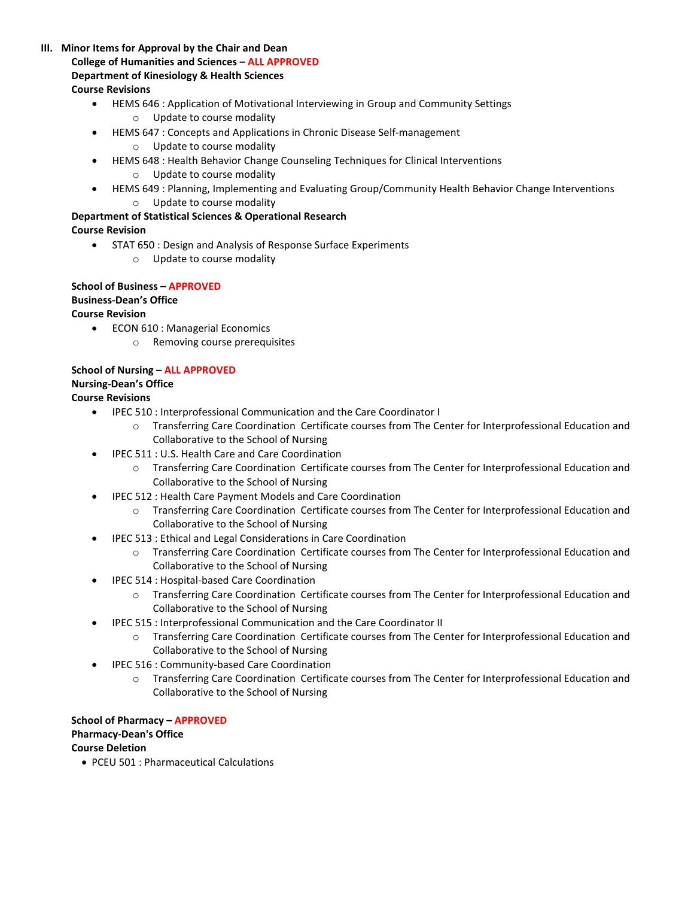## III. Minor Items for Approval by the Chair and Dean

**College of Humanities and Sciences – ALL APPROVED**
**Department of Kinesiology & Health Sciences**
**Course Revisions**

- HEMS 646 : Application of Motivational Interviewing in Group and Community Settings
  - Update to course modality
- HEMS 647 : Concepts and Applications in Chronic Disease Self-management
  - Update to course modality
- HEMS 648 : Health Behavior Change Counseling Techniques for Clinical Interventions
  - Update to course modality
- HEMS 649 : Planning, Implementing and Evaluating Group/Community Health Behavior Change Interventions
  - Update to course modality

**Department of Statistical Sciences & Operational Research**
**Course Revision**

- STAT 650 : Design and Analysis of Response Surface Experiments
  - Update to course modality

**School of Business – APPROVED**
**Business-Dean's Office**
**Course Revision**

- ECON 610 : Managerial Economics
  - Removing course prerequisites

**School of Nursing – ALL APPROVED**
**Nursing-Dean's Office**
**Course Revisions**

- IPEC 510 : Interprofessional Communication and the Care Coordinator I
  - Transferring Care Coordination Certificate courses from The Center for Interprofessional Education and Collaborative to the School of Nursing
- IPEC 511 : U.S. Health Care and Care Coordination
  - Transferring Care Coordination Certificate courses from The Center for Interprofessional Education and Collaborative to the School of Nursing
- IPEC 512 : Health Care Payment Models and Care Coordination
  - Transferring Care Coordination Certificate courses from The Center for Interprofessional Education and Collaborative to the School of Nursing
- IPEC 513 : Ethical and Legal Considerations in Care Coordination
  - Transferring Care Coordination Certificate courses from The Center for Interprofessional Education and Collaborative to the School of Nursing
- IPEC 514 : Hospital-based Care Coordination
  - Transferring Care Coordination Certificate courses from The Center for Interprofessional Education and Collaborative to the School of Nursing
- IPEC 515 : Interprofessional Communication and the Care Coordinator II
  - Transferring Care Coordination Certificate courses from The Center for Interprofessional Education and Collaborative to the School of Nursing
- IPEC 516 : Community-based Care Coordination
  - Transferring Care Coordination Certificate courses from The Center for Interprofessional Education and Collaborative to the School of Nursing

**School of Pharmacy – APPROVED**
**Pharmacy-Dean's Office**
**Course Deletion**

- PCEU 501 : Pharmaceutical Calculations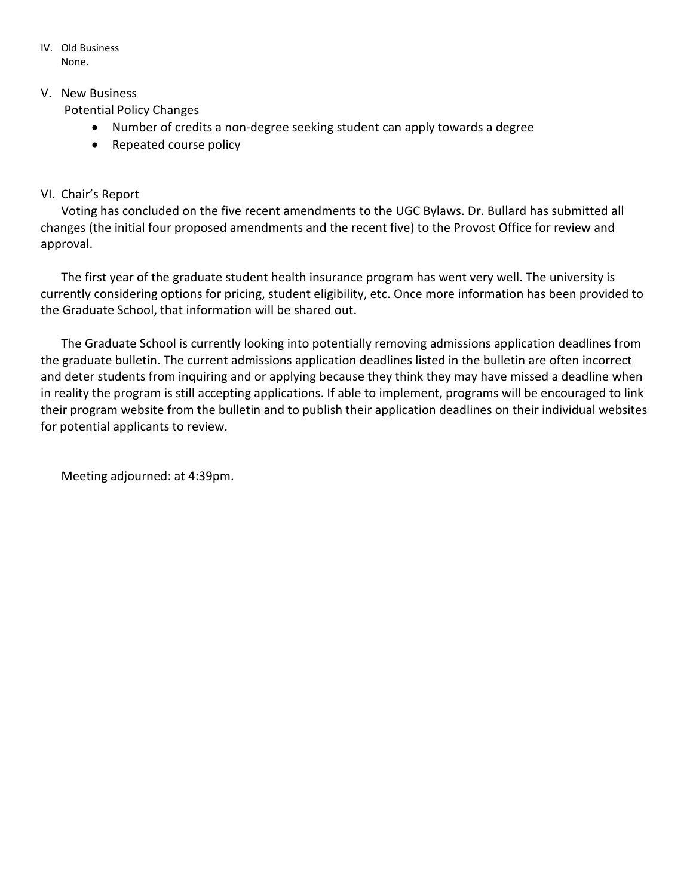IV. Old Business

None.

V. New Business

Potential Policy Changes

- Number of credits a non-degree seeking student can apply towards a degree
- Repeated course policy

VI. Chair's Report

Voting has concluded on the five recent amendments to the UGC Bylaws. Dr. Bullard has submitted all changes (the initial four proposed amendments and the recent five) to the Provost Office for review and approval.

The first year of the graduate student health insurance program has went very well. The university is currently considering options for pricing, student eligibility, etc. Once more information has been provided to the Graduate School, that information will be shared out.

The Graduate School is currently looking into potentially removing admissions application deadlines from the graduate bulletin. The current admissions application deadlines listed in the bulletin are often incorrect and deter students from inquiring and or applying because they think they may have missed a deadline when in reality the program is still accepting applications. If able to implement, programs will be encouraged to link their program website from the bulletin and to publish their application deadlines on their individual websites for potential applicants to review.

Meeting adjourned: at 4:39pm.